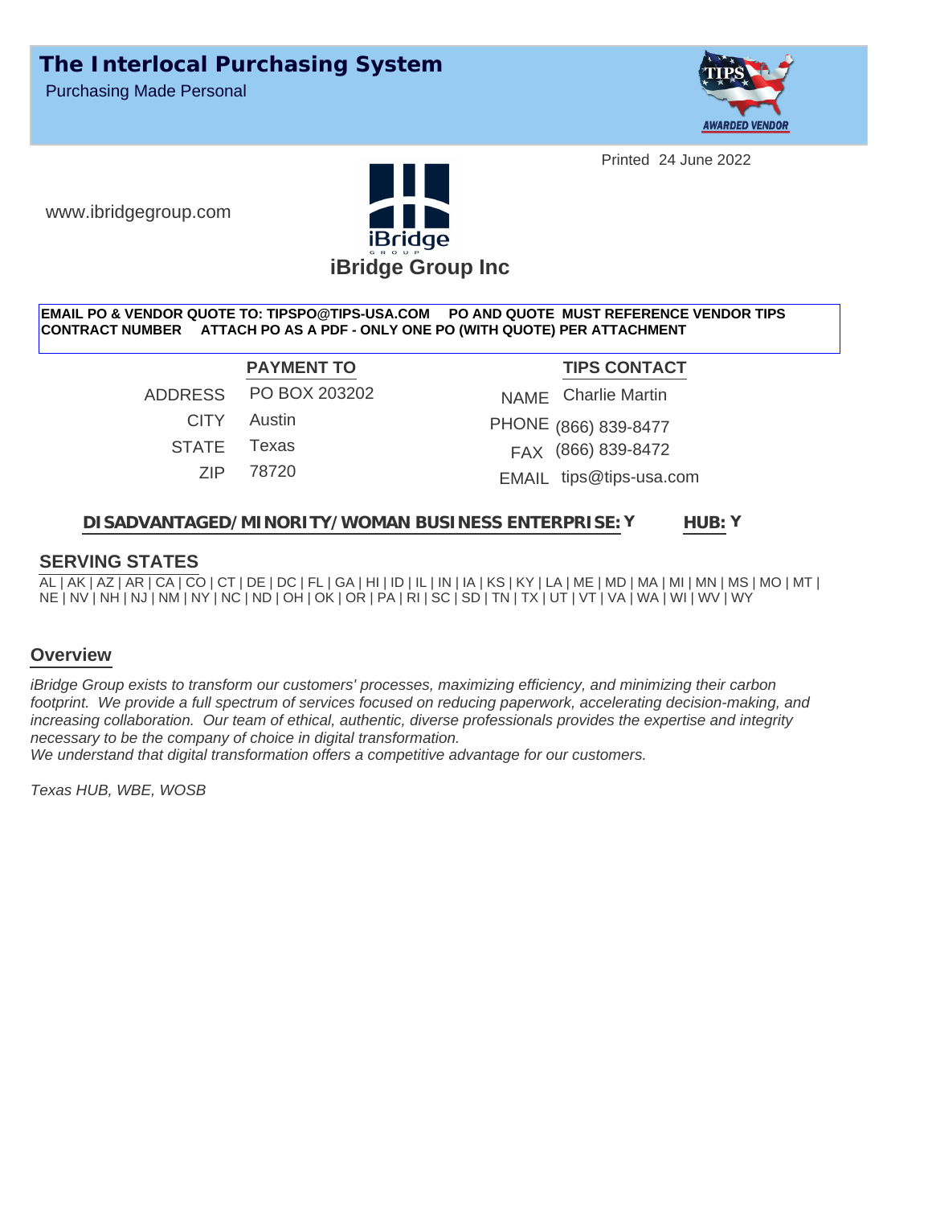# The Interlocal Purchasing System

Purchasing Made Personal

Printed 24 June 2022

www.ibridgegroup.com

## iBridge Group Inc

**EMAIL PO & VENDOR QUOTE TO: TIPSPO@TIPS-USA.COM PO AND QUOTE MUST REFERENCE VENDOR TIPS CONTRACT NUMBER ATTACH PO AS A PDF - ONLY ONE PO (WITH QUOTE) PER ATTACHMENT**

| PAYMENT TO | | TIPS CONTACT | |
|---|---|---|---|
| ADDRESS | PO BOX 203202 | NAME | Charlie Martin |
| CITY | Austin | PHONE | (866) 839-8477 |
| STATE | Texas | FAX | (866) 839-8472 |
| ZIP | 78720 | EMAIL | tips@tips-usa.com |

**DISADVANTAGED/MINORITY/WOMAN BUSINESS ENTERPRISE:** Y **HUB:** Y

## SERVING STATES

AL | AK | AZ | AR | CA | CO | CT | DE | DC | FL | GA | HI | ID | IL | IN | IA | KS | KY | LA | ME | MD | MA | MI | MN | MS | MO | MT | NE | NV | NH | NJ | NM | NY | NC | ND | OH | OK | OR | PA | RI | SC | SD | TN | TX | UT | VT | VA | WA | WI | WV | WY

## Overview

*iBridge Group exists to transform our customers' processes, maximizing efficiency, and minimizing their carbon footprint. We provide a full spectrum of services focused on reducing paperwork, accelerating decision-making, and increasing collaboration. Our team of ethical, authentic, diverse professionals provides the expertise and integrity necessary to be the company of choice in digital transformation.*

*We understand that digital transformation offers a competitive advantage for our customers.*

*Texas HUB, WBE, WOSB*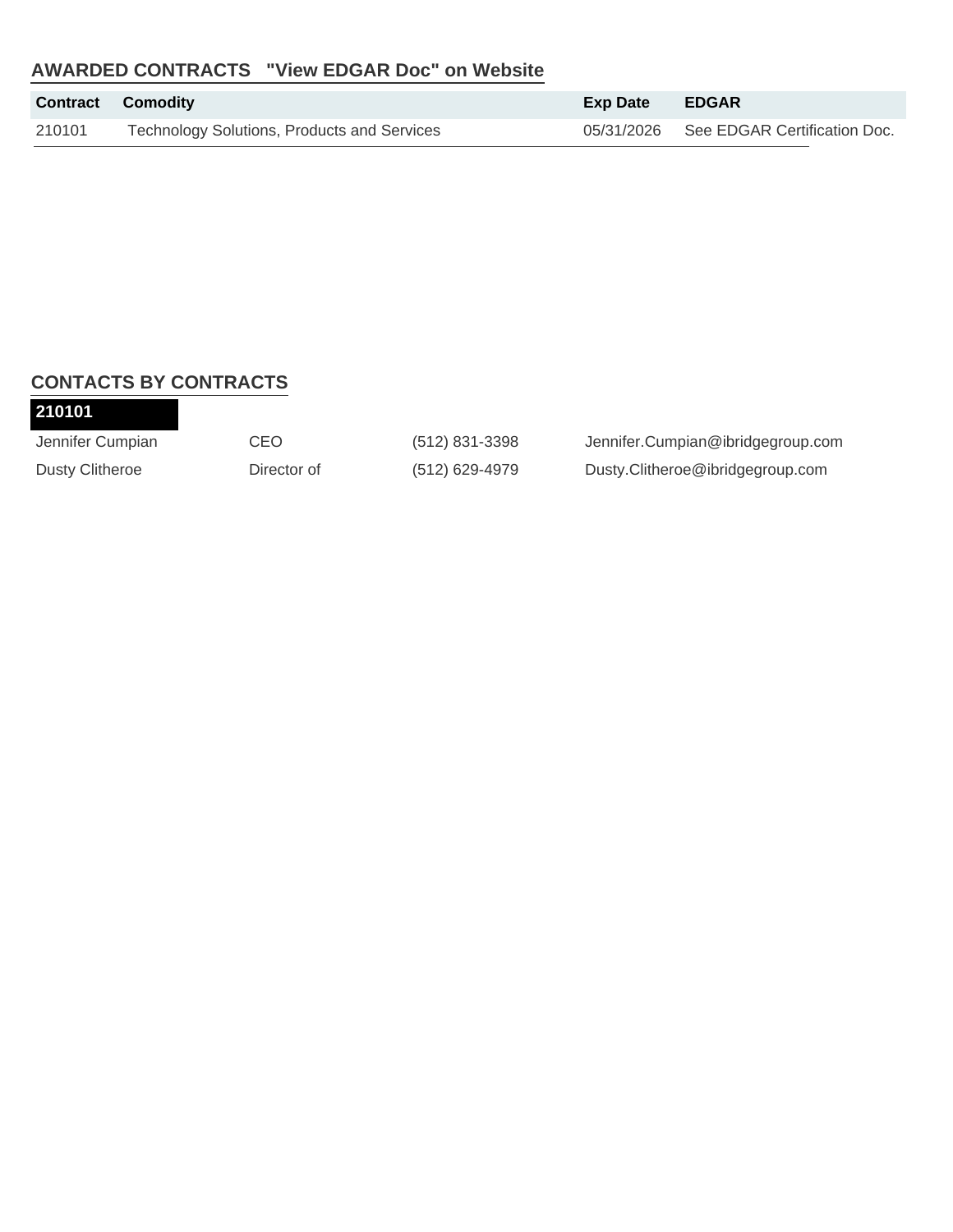## AWARDED CONTRACTS "View EDGAR Doc" on Website

| Contract | Comodity | Exp Date | EDGAR |
|---|---|---|---|
| 210101 | Technology Solutions, Products and Services | 05/31/2026 | See EDGAR Certification Doc. |

## CONTACTS BY CONTRACTS

**210101**

| | | | |
|---|---|---|---|
| Jennifer Cumpian | CEO | (512) 831-3398 | Jennifer.Cumpian@ibridgegroup.com |
| Dusty Clitheroe | Director of | (512) 629-4979 | Dusty.Clitheroe@ibridgegroup.com |